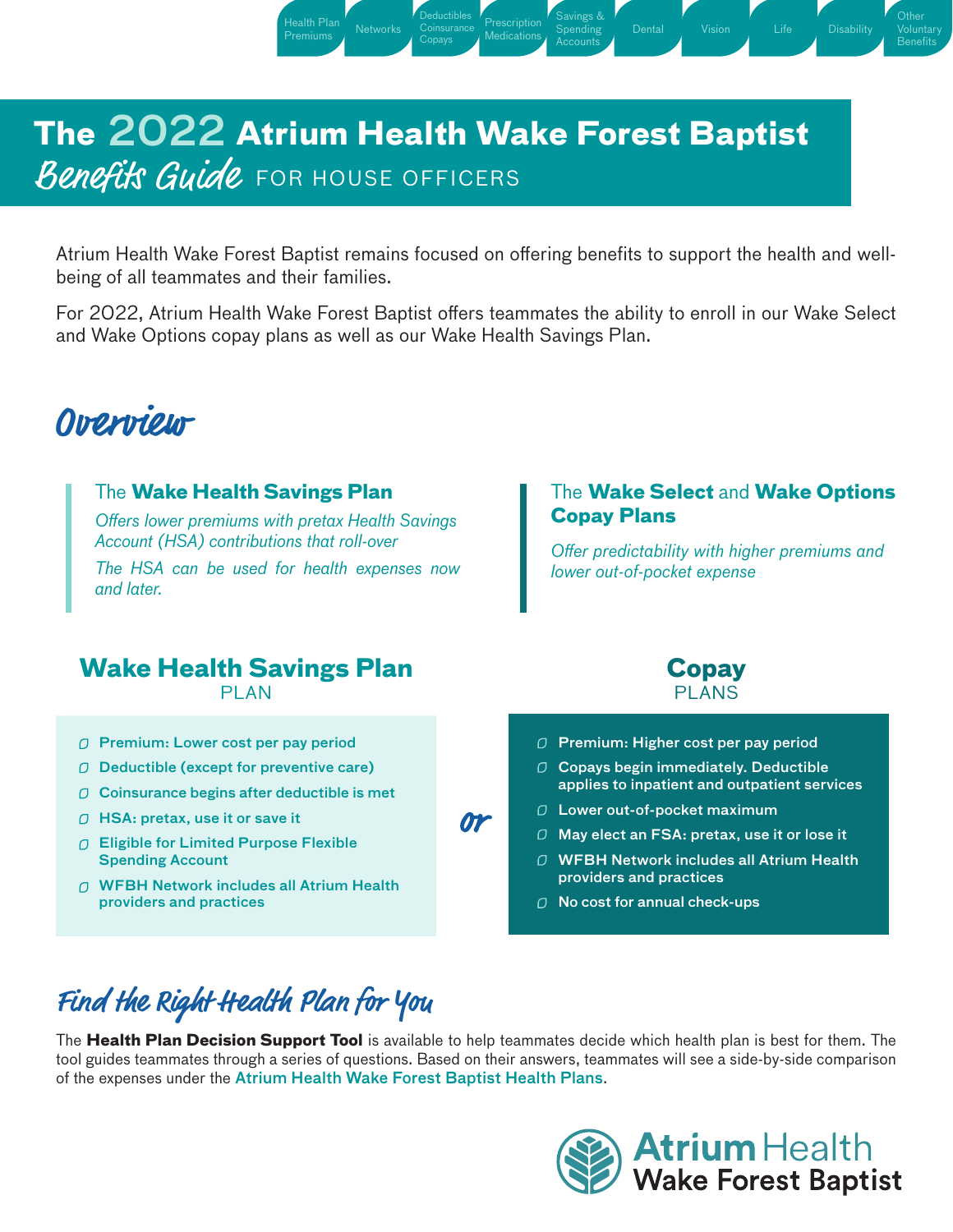Health Plan Premiums | Networks | Deductibles Coinsurance Copays | Prescription Medications | Savings & Spending Accounts | Dental | Vision | Life | Disability | Other Voluntary Benefits

# The 2022 Atrium Health Wake Forest Baptist Benefits Guide FOR HOUSE OFFICERS

Atrium Health Wake Forest Baptist remains focused on offering benefits to support the health and well-being of all teammates and their families.

For 2022, Atrium Health Wake Forest Baptist offers teammates the ability to enroll in our Wake Select and Wake Options copay plans as well as our Wake Health Savings Plan.

## Overview

### The **Wake Health Savings Plan**

*Offers lower premiums with pretax Health Savings Account (HSA) contributions that roll-over*

*The HSA can be used for health expenses now and later.*

### The **Wake Select** and **Wake Options Copay Plans**

*Offer predictability with higher premiums and lower out-of-pocket expense*

### Wake Health Savings Plan PLAN

- **Premium: Lower cost per pay period**
- **Deductible (except for preventive care)**
- **Coinsurance begins after deductible is met**
- **HSA: pretax, use it or save it**
- **Eligible for Limited Purpose Flexible Spending Account**
- **WFBH Network includes all Atrium Health providers and practices**

*or*

### Copay PLANS

- **Premium: Higher cost per pay period**
- **Copays begin immediately. Deductible applies to inpatient and outpatient services**
- **Lower out-of-pocket maximum**
- **May elect an FSA: pretax, use it or lose it**
- **WFBH Network includes all Atrium Health providers and practices**
- **No cost for annual check-ups**

## Find the Right Health Plan for You

The **Health Plan Decision Support Tool** is available to help teammates decide which health plan is best for them. The tool guides teammates through a series of questions. Based on their answers, teammates will see a side-by-side comparison of the expenses under the Atrium Health Wake Forest Baptist Health Plans.

Atrium Health Wake Forest Baptist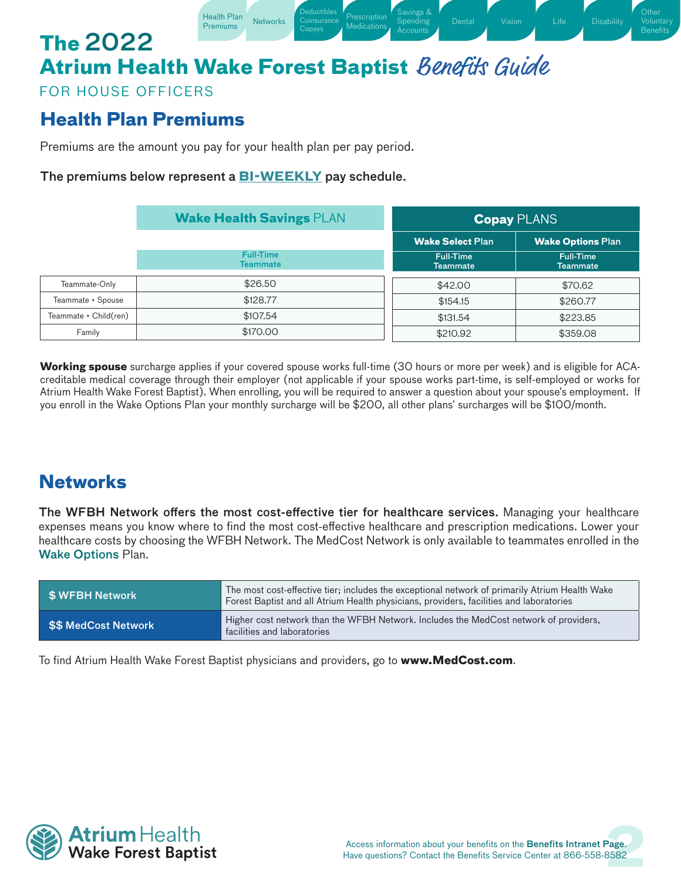# The 2022 Atrium Health Wake Forest Baptist *Benefits Guide*

FOR HOUSE OFFICERS

## Health Plan Premiums

Premiums are the amount you pay for your health plan per pay period.

**The premiums below represent a BI-WEEKLY pay schedule.**

| | Wake Health Savings PLAN | Copay PLANS | |
|---|---|---|---|
| | | Wake Select Plan | Wake Options Plan |
| | Full-Time Teammate | Full-Time Teammate | Full-Time Teammate |
| Teammate-Only | $26.50 | $42.00 | $70.62 |
| Teammate + Spouse | $128.77 | $154.15 | $260.77 |
| Teammate + Child(ren) | $107.54 | $131.54 | $223.85 |
| Family | $170.00 | $210.92 | $359.08 |

**Working spouse** surcharge applies if your covered spouse works full-time (30 hours or more per week) and is eligible for ACA-creditable medical coverage through their employer (not applicable if your spouse works part-time, is self-employed or works for Atrium Health Wake Forest Baptist). When enrolling, you will be required to answer a question about your spouse's employment. If you enroll in the Wake Options Plan your monthly surcharge will be $200, all other plans' surcharges will be $100/month.

## Networks

**The WFBH Network offers the most cost-effective tier for healthcare services.** Managing your healthcare expenses means you know where to find the most cost-effective healthcare and prescription medications. Lower your healthcare costs by choosing the WFBH Network. The MedCost Network is only available to teammates enrolled in the Wake Options Plan.

| Network | Description |
|---|---|
| $ WFBH Network | The most cost-effective tier; includes the exceptional network of primarily Atrium Health Wake Forest Baptist and all Atrium Health physicians, providers, facilities and laboratories |
| $$ MedCost Network | Higher cost network than the WFBH Network. Includes the MedCost network of providers, facilities and laboratories |

To find Atrium Health Wake Forest Baptist physicians and providers, go to **www.MedCost.com**.

Access information about your benefits on the Benefits Intranet Page.
Have questions? Contact the Benefits Service Center at 866-558-8582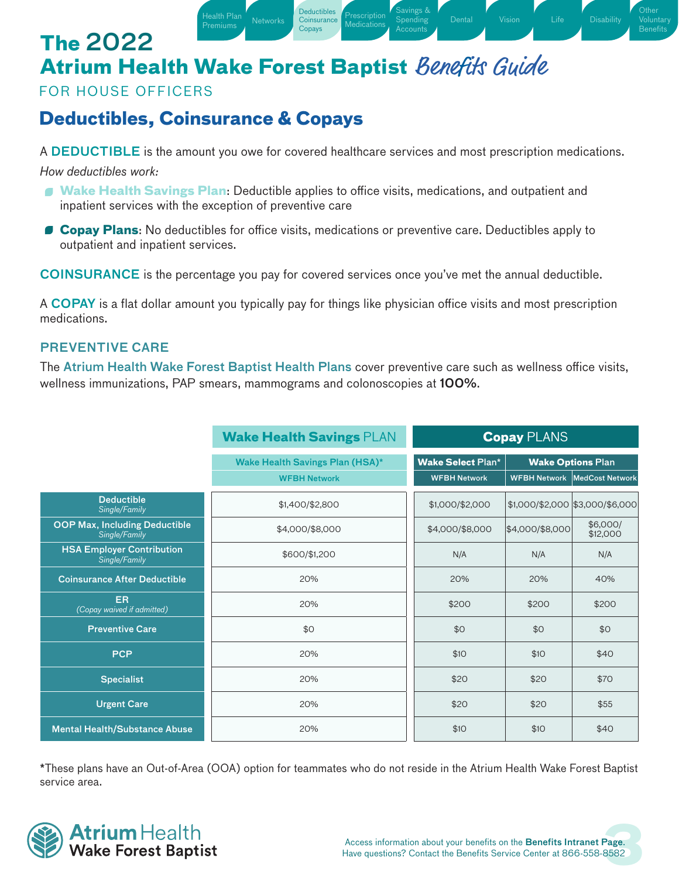# The 2022 Atrium Health Wake Forest Baptist *Benefits Guide*

FOR HOUSE OFFICERS

## Deductibles, Coinsurance & Copays

A **DEDUCTIBLE** is the amount you owe for covered healthcare services and most prescription medications.

*How deductibles work:*

- **Wake Health Savings Plan**: Deductible applies to office visits, medications, and outpatient and inpatient services with the exception of preventive care
- **Copay Plans**: No deductibles for office visits, medications or preventive care. Deductibles apply to outpatient and inpatient services.

**COINSURANCE** is the percentage you pay for covered services once you've met the annual deductible.

A **COPAY** is a flat dollar amount you typically pay for things like physician office visits and most prescription medications.

### PREVENTIVE CARE

The **Atrium Health Wake Forest Baptist Health Plans** cover preventive care such as wellness office visits, wellness immunizations, PAP smears, mammograms and colonoscopies at **100%**.

| | **Wake Health Savings** PLAN | **Copay** PLANS | | |
|---|---|---|---|---|
| | Wake Health Savings Plan (HSA)* | **Wake Select** Plan* | **Wake Options** Plan | |
| | WFBH Network | WFBH Network | WFBH Network | MedCost Network |
| **Deductible** *Single/Family* | $1,400/$2,800 | $1,000/$2,000 | $1,000/$2,000 | $3,000/$6,000 |
| **OOP Max, Including Deductible** *Single/Family* | $4,000/$8,000 | $4,000/$8,000 | $4,000/$8,000 | $6,000/ $12,000 |
| **HSA Employer Contribution** *Single/Family* | $600/$1,200 | N/A | N/A | N/A |
| **Coinsurance After Deductible** | 20% | 20% | 20% | 40% |
| **ER** *(Copay waived if admitted)* | 20% | $200 | $200 | $200 |
| **Preventive Care** | $0 | $0 | $0 | $0 |
| **PCP** | 20% | $10 | $10 | $40 |
| **Specialist** | 20% | $20 | $20 | $70 |
| **Urgent Care** | 20% | $20 | $20 | $55 |
| **Mental Health/Substance Abuse** | 20% | $10 | $10 | $40 |

*These plans have an Out-of-Area (OOA) option for teammates who do not reside in the Atrium Health Wake Forest Baptist service area.

Access information about your benefits on the **Benefits Intranet Page**.
Have questions? Contact the Benefits Service Center at 866-558-8582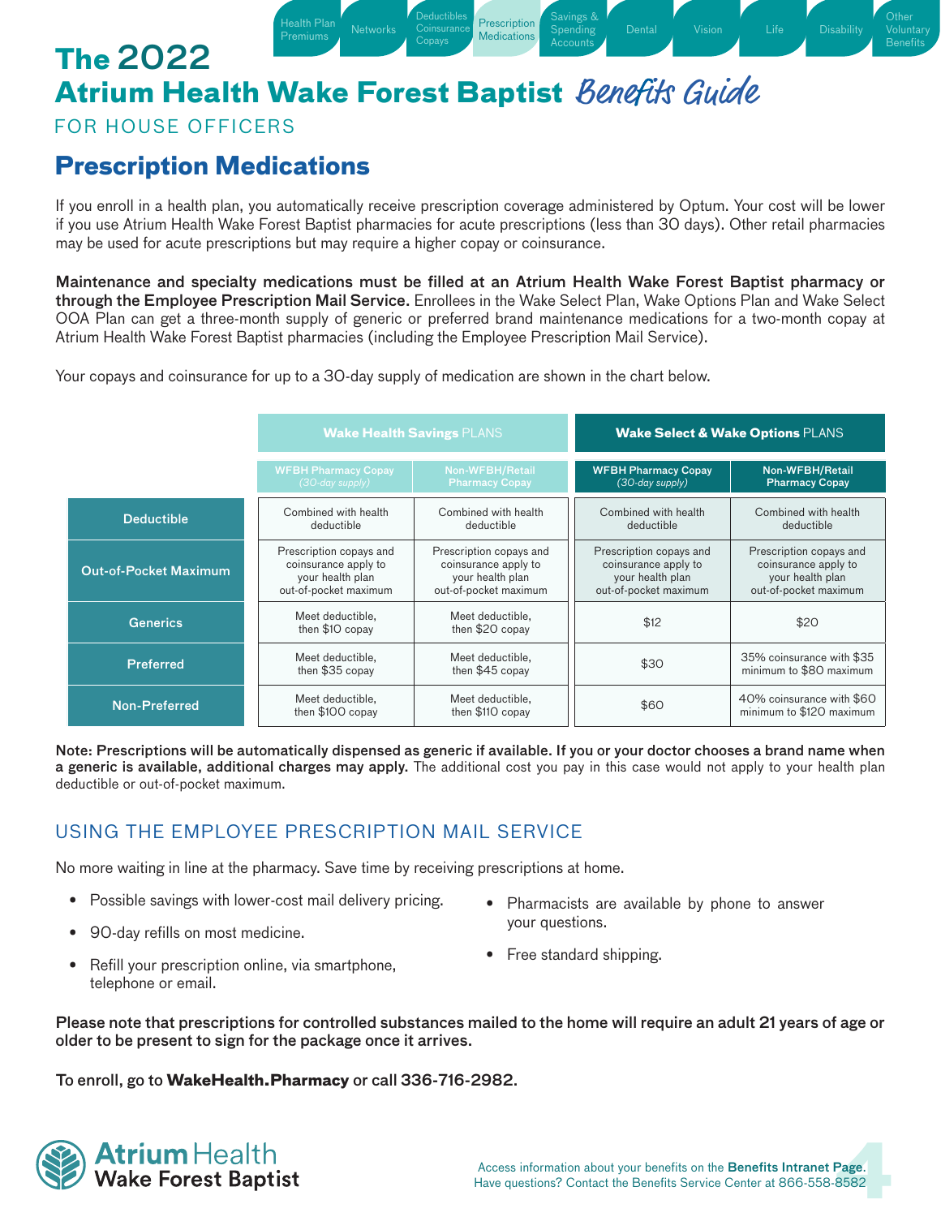# The 2022 Atrium Health Wake Forest Baptist Benefits Guide

FOR HOUSE OFFICERS

## Prescription Medications

If you enroll in a health plan, you automatically receive prescription coverage administered by Optum. Your cost will be lower if you use Atrium Health Wake Forest Baptist pharmacies for acute prescriptions (less than 30 days). Other retail pharmacies may be used for acute prescriptions but may require a higher copay or coinsurance.

**Maintenance and specialty medications must be filled at an Atrium Health Wake Forest Baptist pharmacy or through the Employee Prescription Mail Service.** Enrollees in the Wake Select Plan, Wake Options Plan and Wake Select OOA Plan can get a three-month supply of generic or preferred brand maintenance medications for a two-month copay at Atrium Health Wake Forest Baptist pharmacies (including the Employee Prescription Mail Service).

Your copays and coinsurance for up to a 30-day supply of medication are shown in the chart below.

| | **Wake Health Savings** PLANS | | **Wake Select & Wake Options** PLANS | |
|---|---|---|---|---|
| | **WFBH Pharmacy Copay** *(30-day supply)* | **Non-WFBH/Retail Pharmacy Copay** | **WFBH Pharmacy Copay** *(30-day supply)* | **Non-WFBH/Retail Pharmacy Copay** |
| **Deductible** | Combined with health deductible | Combined with health deductible | Combined with health deductible | Combined with health deductible |
| **Out-of-Pocket Maximum** | Prescription copays and coinsurance apply to your health plan out-of-pocket maximum | Prescription copays and coinsurance apply to your health plan out-of-pocket maximum | Prescription copays and coinsurance apply to your health plan out-of-pocket maximum | Prescription copays and coinsurance apply to your health plan out-of-pocket maximum |
| **Generics** | Meet deductible, then $10 copay | Meet deductible, then $20 copay | $12 | $20 |
| **Preferred** | Meet deductible, then $35 copay | Meet deductible, then $45 copay | $30 | 35% coinsurance with $35 minimum to $80 maximum |
| **Non-Preferred** | Meet deductible, then $100 copay | Meet deductible, then $110 copay | $60 | 40% coinsurance with $60 minimum to $120 maximum |

**Note: Prescriptions will be automatically dispensed as generic if available. If you or your doctor chooses a brand name when a generic is available, additional charges may apply.** The additional cost you pay in this case would not apply to your health plan deductible or out-of-pocket maximum.

### USING THE EMPLOYEE PRESCRIPTION MAIL SERVICE

No more waiting in line at the pharmacy. Save time by receiving prescriptions at home.

- Possible savings with lower-cost mail delivery pricing.
- 90-day refills on most medicine.
- Refill your prescription online, via smartphone, telephone or email.
- Pharmacists are available by phone to answer your questions.
- Free standard shipping.

**Please note that prescriptions for controlled substances mailed to the home will require an adult 21 years of age or older to be present to sign for the package once it arrives.**

**To enroll, go to WakeHealth.Pharmacy or call 336-716-2982.**

Access information about your benefits on the **Benefits Intranet Page**.
Have questions? Contact the Benefits Service Center at 866-558-8582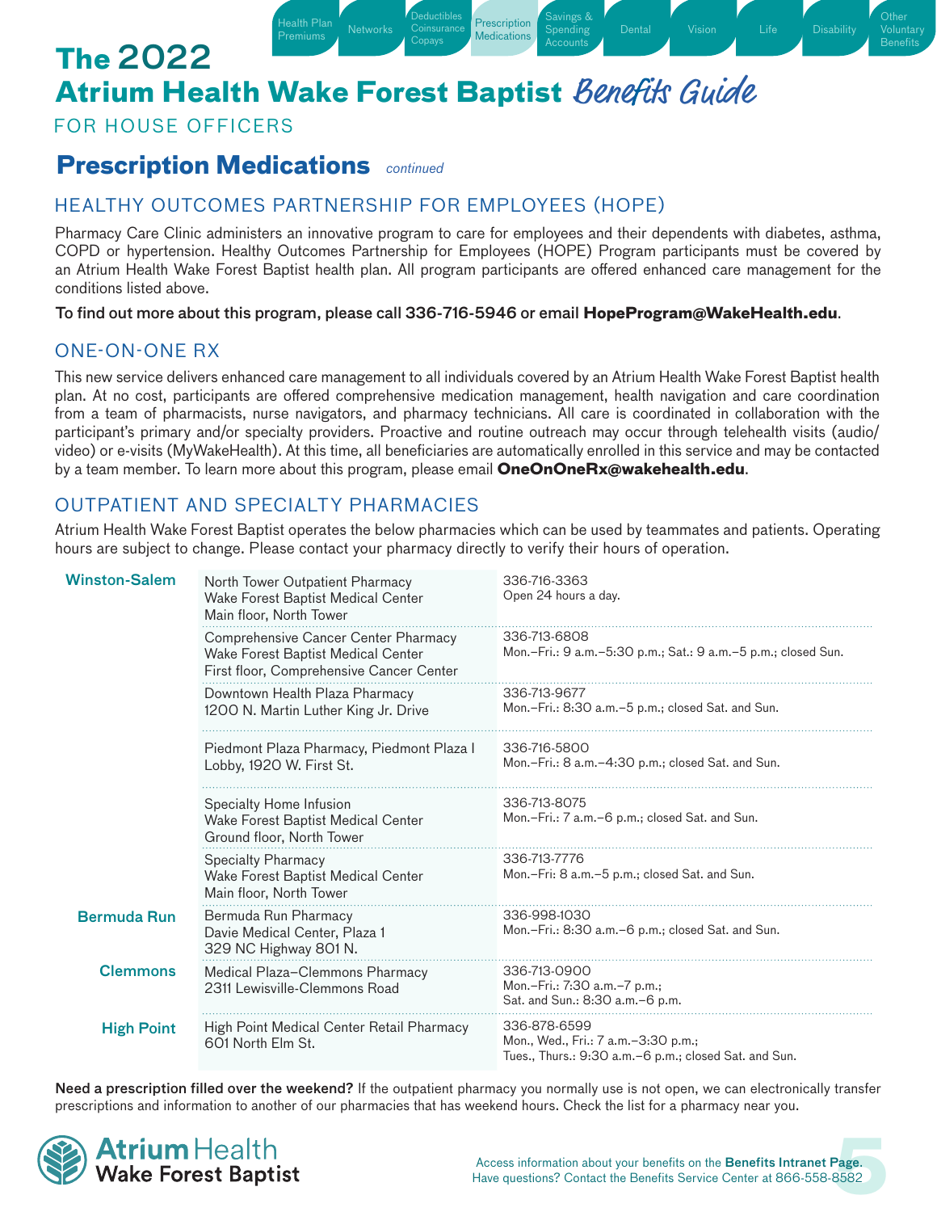# The 2022 Atrium Health Wake Forest Baptist *Benefits Guide*

FOR HOUSE OFFICERS

## Prescription Medications *continued*

### HEALTHY OUTCOMES PARTNERSHIP FOR EMPLOYEES (HOPE)

Pharmacy Care Clinic administers an innovative program to care for employees and their dependents with diabetes, asthma, COPD or hypertension. Healthy Outcomes Partnership for Employees (HOPE) Program participants must be covered by an Atrium Health Wake Forest Baptist health plan. All program participants are offered enhanced care management for the conditions listed above.

**To find out more about this program, please call 336-716-5946 or email HopeProgram@WakeHealth.edu.**

### ONE-ON-ONE RX

This new service delivers enhanced care management to all individuals covered by an Atrium Health Wake Forest Baptist health plan. At no cost, participants are offered comprehensive medication management, health navigation and care coordination from a team of pharmacists, nurse navigators, and pharmacy technicians. All care is coordinated in collaboration with the participant's primary and/or specialty providers. Proactive and routine outreach may occur through telehealth visits (audio/video) or e-visits (MyWakeHealth). At this time, all beneficiaries are automatically enrolled in this service and may be contacted by a team member. To learn more about this program, please email **OneOnOneRx@wakehealth.edu**.

### OUTPATIENT AND SPECIALTY PHARMACIES

Atrium Health Wake Forest Baptist operates the below pharmacies which can be used by teammates and patients. Operating hours are subject to change. Please contact your pharmacy directly to verify their hours of operation.

| Location | Pharmacy | Phone / Hours |
|---|---|---|
| **Winston-Salem** | North Tower Outpatient Pharmacy<br>Wake Forest Baptist Medical Center<br>Main floor, North Tower | 336-716-3363<br>Open 24 hours a day. |
| | Comprehensive Cancer Center Pharmacy<br>Wake Forest Baptist Medical Center<br>First floor, Comprehensive Cancer Center | 336-713-6808<br>Mon.–Fri.: 9 a.m.–5:30 p.m.; Sat.: 9 a.m.–5 p.m.; closed Sun. |
| | Downtown Health Plaza Pharmacy<br>1200 N. Martin Luther King Jr. Drive | 336-713-9677<br>Mon.–Fri.: 8:30 a.m.–5 p.m.; closed Sat. and Sun. |
| | Piedmont Plaza Pharmacy, Piedmont Plaza I<br>Lobby, 1920 W. First St. | 336-716-5800<br>Mon.–Fri.: 8 a.m.–4:30 p.m.; closed Sat. and Sun. |
| | Specialty Home Infusion<br>Wake Forest Baptist Medical Center<br>Ground floor, North Tower | 336-713-8075<br>Mon.–Fri.: 7 a.m.–6 p.m.; closed Sat. and Sun. |
| | Specialty Pharmacy<br>Wake Forest Baptist Medical Center<br>Main floor, North Tower | 336-713-7776<br>Mon.–Fri: 8 a.m.–5 p.m.; closed Sat. and Sun. |
| **Bermuda Run** | Bermuda Run Pharmacy<br>Davie Medical Center, Plaza 1<br>329 NC Highway 801 N. | 336-998-1030<br>Mon.–Fri.: 8:30 a.m.–6 p.m.; closed Sat. and Sun. |
| **Clemmons** | Medical Plaza–Clemmons Pharmacy<br>2311 Lewisville-Clemmons Road | 336-713-0900<br>Mon.–Fri.: 7:30 a.m.–7 p.m.;<br>Sat. and Sun.: 8:30 a.m.–6 p.m. |
| **High Point** | High Point Medical Center Retail Pharmacy<br>601 North Elm St. | 336-878-6599<br>Mon., Wed., Fri.: 7 a.m.–3:30 p.m.;<br>Tues., Thurs.: 9:30 a.m.–6 p.m.; closed Sat. and Sun. |

**Need a prescription filled over the weekend?** If the outpatient pharmacy you normally use is not open, we can electronically transfer prescriptions and information to another of our pharmacies that has weekend hours. Check the list for a pharmacy near you.

Access information about your benefits on the **Benefits Intranet Page**.
Have questions? Contact the Benefits Service Center at 866-558-8582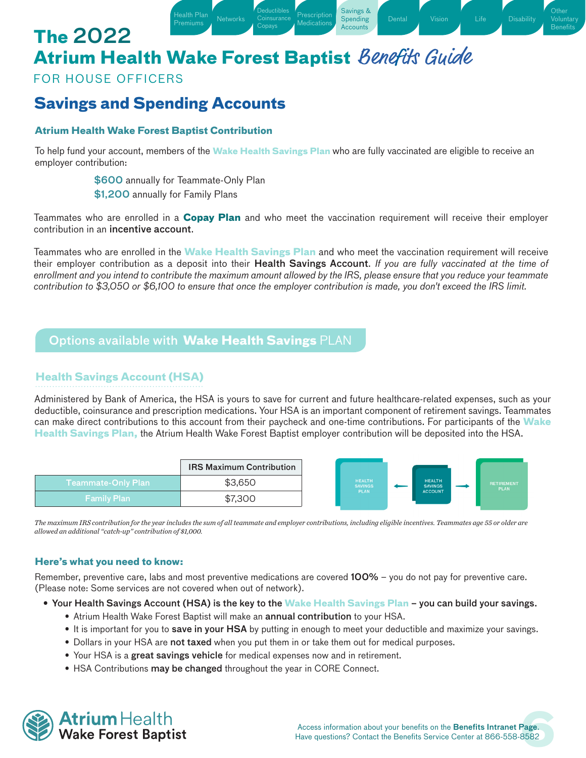# The 2022 Atrium Health Wake Forest Baptist Benefits Guide

FOR HOUSE OFFICERS

## Savings and Spending Accounts

### Atrium Health Wake Forest Baptist Contribution

To help fund your account, members of the **Wake Health Savings Plan** who are fully vaccinated are eligible to receive an employer contribution:

**$600** annually for Teammate-Only Plan
**$1,200** annually for Family Plans

Teammates who are enrolled in a **Copay Plan** and who meet the vaccination requirement will receive their employer contribution in an **incentive account**.

Teammates who are enrolled in the **Wake Health Savings Plan** and who meet the vaccination requirement will receive their employer contribution as a deposit into their **Health Savings Account**. *If you are fully vaccinated at the time of enrollment and you intend to contribute the maximum amount allowed by the IRS, please ensure that you reduce your teammate contribution to $3,050 or $6,100 to ensure that once the employer contribution is made, you don't exceed the IRS limit.*

## Options available with **Wake Health Savings** PLAN

### Health Savings Account (HSA)

Administered by Bank of America, the HSA is yours to save for current and future healthcare-related expenses, such as your deductible, coinsurance and prescription medications. Your HSA is an important component of retirement savings. Teammates can make direct contributions to this account from their paycheck and one-time contributions. For participants of the **Wake Health Savings Plan,** the Atrium Health Wake Forest Baptist employer contribution will be deposited into the HSA.

| | IRS Maximum Contribution |
|---|---|
| Teammate-Only Plan | $3,650 |
| Family Plan | $7,300 |

HEALTH SAVINGS PLAN ← HEALTH SAVINGS ACCOUNT → RETIREMENT PLAN

*The maximum IRS contribution for the year includes the sum of all teammate and employer contributions, including eligible incentives. Teammates age 55 or older are allowed an additional "catch-up" contribution of $1,000.*

### Here's what you need to know:

Remember, preventive care, labs and most preventive medications are covered **100%** – you do not pay for preventive care. (Please note: Some services are not covered when out of network).

- **Your Health Savings Account (HSA) is the key to the Wake Health Savings Plan – you can build your savings.**
  - Atrium Health Wake Forest Baptist will make an **annual contribution** to your HSA.
  - It is important for you to **save in your HSA** by putting in enough to meet your deductible and maximize your savings.
  - Dollars in your HSA are **not taxed** when you put them in or take them out for medical purposes.
  - Your HSA is a **great savings vehicle** for medical expenses now and in retirement.
  - HSA Contributions **may be changed** throughout the year in CORE Connect.

Access information about your benefits on the **Benefits Intranet Page**.
Have questions? Contact the Benefits Service Center at 866-558-8582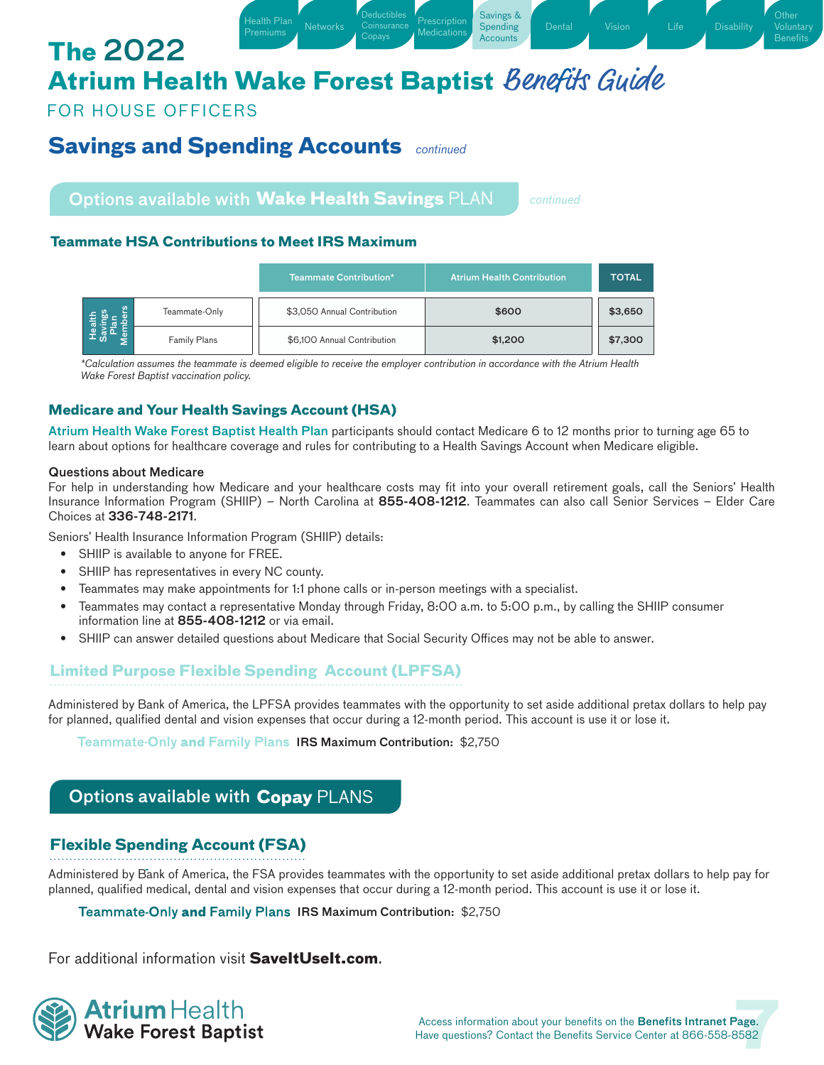# The 2022 Atrium Health Wake Forest Baptist Benefits Guide

FOR HOUSE OFFICERS

## Savings and Spending Accounts *continued*

### Options available with Wake Health Savings PLAN *continued*

#### Teammate HSA Contributions to Meet IRS Maximum

| | | Teammate Contribution* | Atrium Health Contribution | TOTAL |
|---|---|---|---|---|
| Health Savings Plan Members | Teammate-Only | $3,050 Annual Contribution | $600 | $3,650 |
| | Family Plans | $6,100 Annual Contribution | $1,200 | $7,300 |

*Calculation assumes the teammate is deemed eligible to receive the employer contribution in accordance with the Atrium Health Wake Forest Baptist vaccination policy.*

#### Medicare and Your Health Savings Account (HSA)

Atrium Health Wake Forest Baptist Health Plan participants should contact Medicare 6 to 12 months prior to turning age 65 to learn about options for healthcare coverage and rules for contributing to a Health Savings Account when Medicare eligible.

**Questions about Medicare**

For help in understanding how Medicare and your healthcare costs may fit into your overall retirement goals, call the Seniors' Health Insurance Information Program (SHIIP) – North Carolina at **855-408-1212**. Teammates can also call Senior Services – Elder Care Choices at **336-748-2171**.

Seniors' Health Insurance Information Program (SHIIP) details:

- SHIIP is available to anyone for FREE.
- SHIIP has representatives in every NC county.
- Teammates may make appointments for 1:1 phone calls or in-person meetings with a specialist.
- Teammates may contact a representative Monday through Friday, 8:00 a.m. to 5:00 p.m., by calling the SHIIP consumer information line at **855-408-1212** or via email.
- SHIIP can answer detailed questions about Medicare that Social Security Offices may not be able to answer.

#### Limited Purpose Flexible Spending Account (LPFSA)

Administered by Bank of America, the LPFSA provides teammates with the opportunity to set aside additional pretax dollars to help pay for planned, qualified dental and vision expenses that occur during a 12-month period. This account is use it or lose it.

Teammate-Only **and** Family Plans **IRS Maximum Contribution:** $2,750

### Options available with Copay PLANS

#### Flexible Spending Account (FSA)

Administered by Bank of America, the FSA provides teammates with the opportunity to set aside additional pretax dollars to help pay for planned, qualified medical, dental and vision expenses that occur during a 12-month period. This account is use it or lose it.

Teammate-Only **and** Family Plans **IRS Maximum Contribution:** $2,750

For additional information visit **SaveItUseIt.com**.

Access information about your benefits on the **Benefits Intranet Page**.
Have questions? Contact the Benefits Service Center at 866-558-8582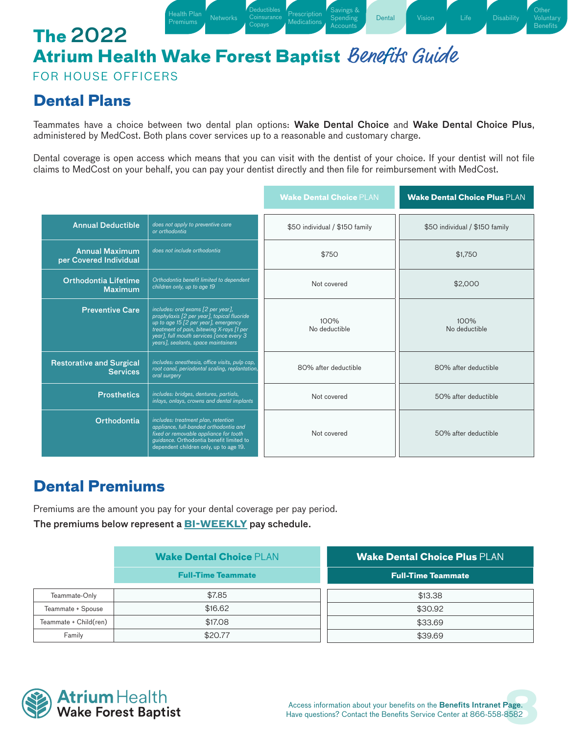# The 2022 Atrium Health Wake Forest Baptist *Benefits Guide*

FOR HOUSE OFFICERS

## Dental Plans

Teammates have a choice between two dental plan options: **Wake Dental Choice** and **Wake Dental Choice Plus**, administered by MedCost. Both plans cover services up to a reasonable and customary charge.

Dental coverage is open access which means that you can visit with the dentist of your choice. If your dentist will not file claims to MedCost on your behalf, you can pay your dentist directly and then file for reimbursement with MedCost.

| | | Wake Dental Choice PLAN | Wake Dental Choice Plus PLAN |
|---|---|---|---|
| **Annual Deductible** | *does not apply to preventive care or orthodontia* | $50 individual / $150 family | $50 individual / $150 family |
| **Annual Maximum per Covered Individual** | *does not include orthodontia* | $750 | $1,750 |
| **Orthodontia Lifetime Maximum** | *Orthodontia benefit limited to dependent children only, up to age 19* | Not covered | $2,000 |
| **Preventive Care** | *includes: oral exams [2 per year], prophylaxis [2 per year], topical fluoride up to age 15 [2 per year], emergency treatment of pain, bitewing X-rays [1 per year], full mouth services [once every 3 years], sealants, space maintainers* | 100% No deductible | 100% No deductible |
| **Restorative and Surgical Services** | *includes: anesthesia, office visits, pulp cap, root canal, periodontal scaling, replantation, oral surgery* | 80% after deductible | 80% after deductible |
| **Prosthetics** | *includes: bridges, dentures, partials, inlays, onlays, crowns and dental implants* | Not covered | 50% after deductible |
| **Orthodontia** | *includes: treatment plan, retention appliance, full-banded orthodontia and fixed or removable appliance for tooth guidance. Orthodontia benefit limited to dependent children only, up to age 19.* | Not covered | 50% after deductible |

## Dental Premiums

Premiums are the amount you pay for your dental coverage per pay period.

**The premiums below represent a BI-WEEKLY pay schedule.**

| | Wake Dental Choice PLAN | Wake Dental Choice Plus PLAN |
|---|---|---|
| | Full-Time Teammate | Full-Time Teammate |
| Teammate-Only | $7.85 | $13.38 |
| Teammate + Spouse | $16.62 | $30.92 |
| Teammate + Child(ren) | $17.08 | $33.69 |
| Family | $20.77 | $39.69 |

Access information about your benefits on the **Benefits Intranet Page**.
Have questions? Contact the Benefits Service Center at 866-558-8582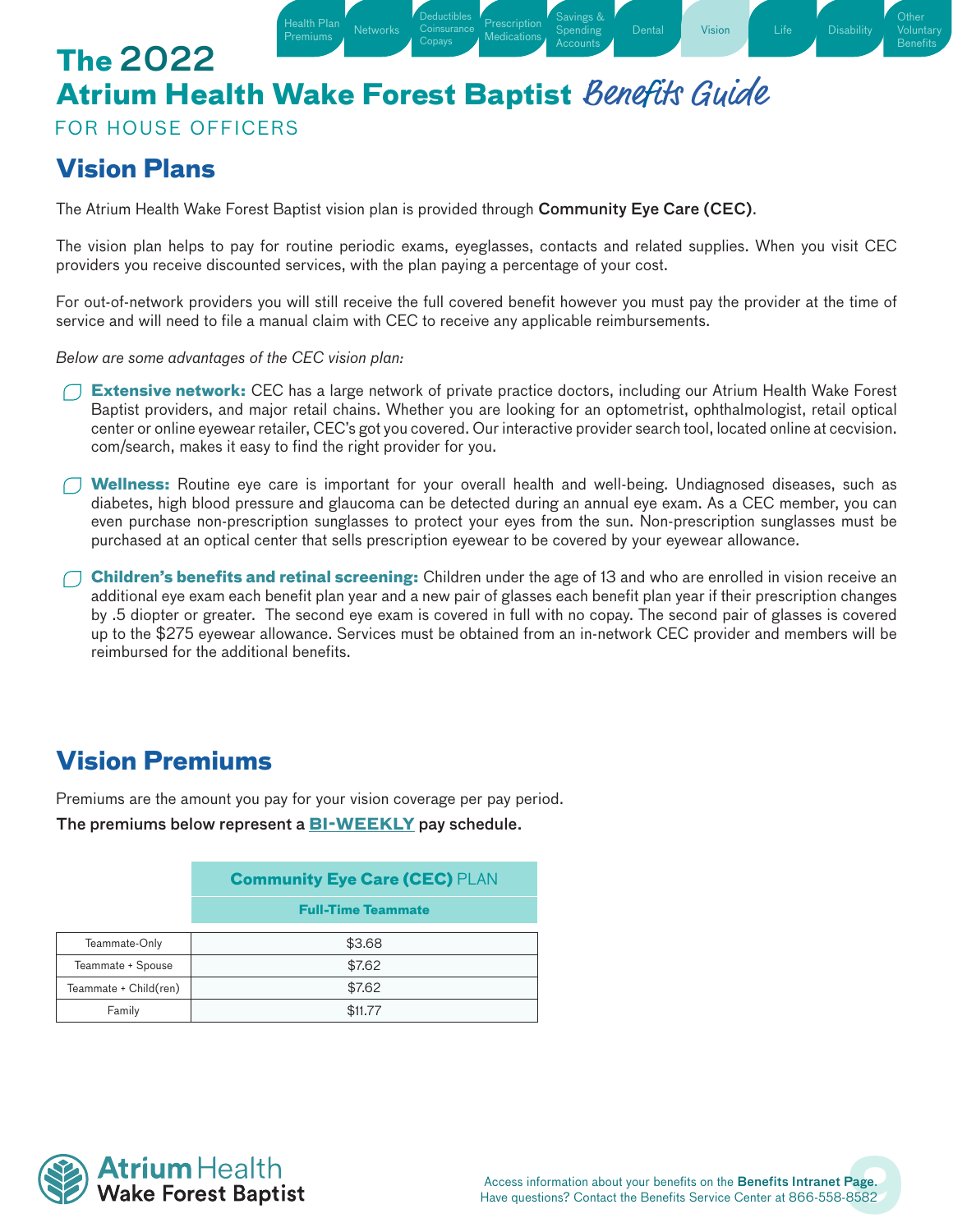# The 2022 Atrium Health Wake Forest Baptist *Benefits Guide*

FOR HOUSE OFFICERS

## Vision Plans

The Atrium Health Wake Forest Baptist vision plan is provided through Community Eye Care (CEC).

The vision plan helps to pay for routine periodic exams, eyeglasses, contacts and related supplies. When you visit CEC providers you receive discounted services, with the plan paying a percentage of your cost.

For out-of-network providers you will still receive the full covered benefit however you must pay the provider at the time of service and will need to file a manual claim with CEC to receive any applicable reimbursements.

*Below are some advantages of the CEC vision plan:*

- **Extensive network:** CEC has a large network of private practice doctors, including our Atrium Health Wake Forest Baptist providers, and major retail chains. Whether you are looking for an optometrist, ophthalmologist, retail optical center or online eyewear retailer, CEC's got you covered. Our interactive provider search tool, located online at cecvision.com/search, makes it easy to find the right provider for you.

- **Wellness:** Routine eye care is important for your overall health and well-being. Undiagnosed diseases, such as diabetes, high blood pressure and glaucoma can be detected during an annual eye exam. As a CEC member, you can even purchase non-prescription sunglasses to protect your eyes from the sun. Non-prescription sunglasses must be purchased at an optical center that sells prescription eyewear to be covered by your eyewear allowance.

- **Children's benefits and retinal screening:** Children under the age of 13 and who are enrolled in vision receive an additional eye exam each benefit plan year and a new pair of glasses each benefit plan year if their prescription changes by .5 diopter or greater. The second eye exam is covered in full with no copay. The second pair of glasses is covered up to the $275 eyewear allowance. Services must be obtained from an in-network CEC provider and members will be reimbursed for the additional benefits.

## Vision Premiums

Premiums are the amount you pay for your vision coverage per pay period.

**The premiums below represent a BI-WEEKLY pay schedule.**

| | **Community Eye Care (CEC)** PLAN |
|---|---|
| | **Full-Time Teammate** |
| Teammate-Only | $3.68 |
| Teammate + Spouse | $7.62 |
| Teammate + Child(ren) | $7.62 |
| Family | $11.77 |

Access information about your benefits on the **Benefits Intranet Page**.
Have questions? Contact the Benefits Service Center at 866-558-8582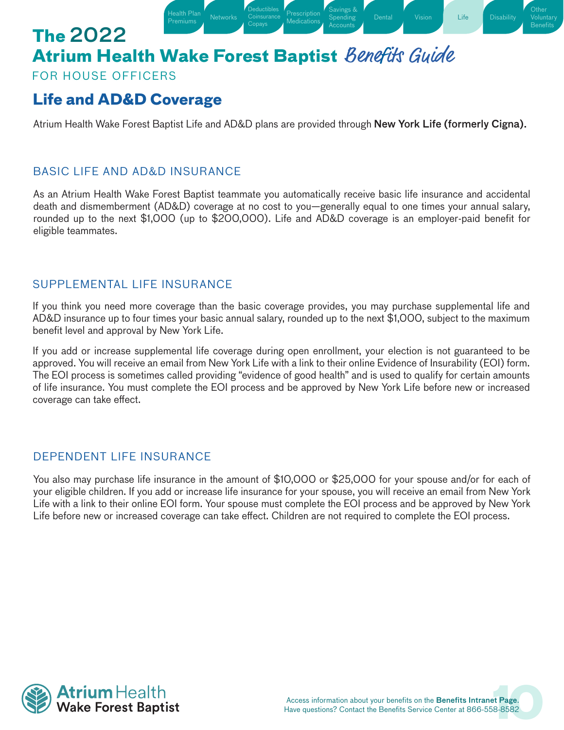# Life and AD&D Coverage

Atrium Health Wake Forest Baptist Life and AD&D plans are provided through **New York Life (formerly Cigna).**

## BASIC LIFE AND AD&D INSURANCE

As an Atrium Health Wake Forest Baptist teammate you automatically receive basic life insurance and accidental death and dismemberment (AD&D) coverage at no cost to you—generally equal to one times your annual salary, rounded up to the next $1,000 (up to $200,000). Life and AD&D coverage is an employer-paid benefit for eligible teammates.

## SUPPLEMENTAL LIFE INSURANCE

If you think you need more coverage than the basic coverage provides, you may purchase supplemental life and AD&D insurance up to four times your basic annual salary, rounded up to the next $1,000, subject to the maximum benefit level and approval by New York Life.

If you add or increase supplemental life coverage during open enrollment, your election is not guaranteed to be approved. You will receive an email from New York Life with a link to their online Evidence of Insurability (EOI) form. The EOI process is sometimes called providing "evidence of good health" and is used to qualify for certain amounts of life insurance. You must complete the EOI process and be approved by New York Life before new or increased coverage can take effect.

## DEPENDENT LIFE INSURANCE

You also may purchase life insurance in the amount of $10,000 or $25,000 for your spouse and/or for each of your eligible children. If you add or increase life insurance for your spouse, you will receive an email from New York Life with a link to their online EOI form. Your spouse must complete the EOI process and be approved by New York Life before new or increased coverage can take effect. Children are not required to complete the EOI process.

Access information about your benefits on the **Benefits Intranet Page**.
Have questions? Contact the Benefits Service Center at 866-558-8582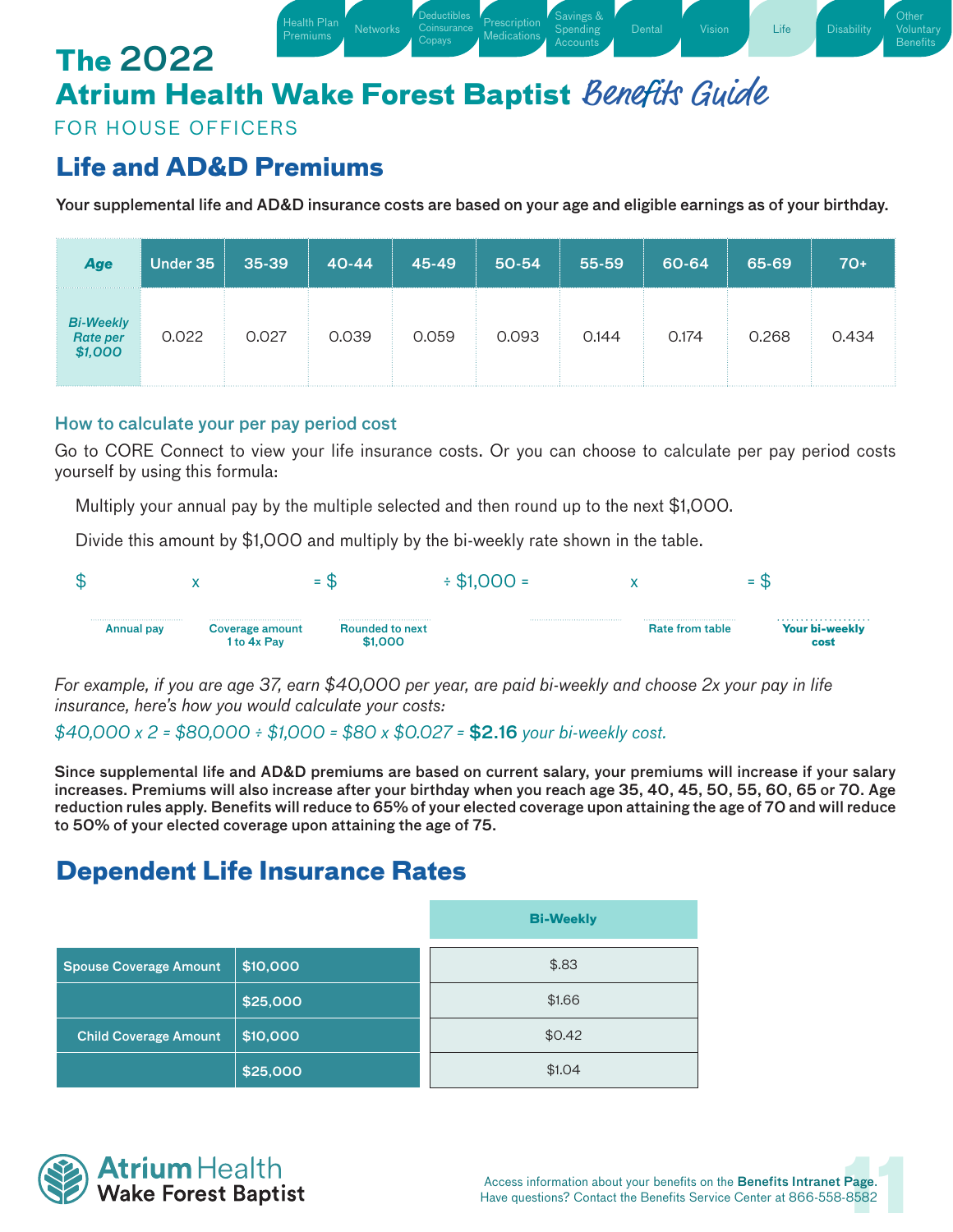# The 2022 Atrium Health Wake Forest Baptist *Benefits Guide*

FOR HOUSE OFFICERS

## Life and AD&D Premiums

**Your supplemental life and AD&D insurance costs are based on your age and eligible earnings as of your birthday.**

| *Age* | Under 35 | 35-39 | 40-44 | 45-49 | 50-54 | 55-59 | 60-64 | 65-69 | 70+ |
|---|---|---|---|---|---|---|---|---|---|
| *Bi-Weekly Rate per $1,000* | 0.022 | 0.027 | 0.039 | 0.059 | 0.093 | 0.144 | 0.174 | 0.268 | 0.434 |

### How to calculate your per pay period cost

Go to CORE Connect to view your life insurance costs. Or you can choose to calculate per pay period costs yourself by using this formula:

Multiply your annual pay by the multiple selected and then round up to the next $1,000.

Divide this amount by $1,000 and multiply by the bi-weekly rate shown in the table.

$ ________ x ________ = $ ________ ÷ $1,000 = ________ x ________ = $ ________

Annual pay | Coverage amount 1 to 4x Pay | Rounded to next $1,000 | | Rate from table | **Your bi-weekly cost**

*For example, if you are age 37, earn $40,000 per year, are paid bi-weekly and choose 2x your pay in life insurance, here's how you would calculate your costs:*

*$40,000 x 2 = $80,000 ÷ $1,000 = $80 x $0.027 =* **$2.16** *your bi-weekly cost.*

**Since supplemental life and AD&D premiums are based on current salary, your premiums will increase if your salary increases. Premiums will also increase after your birthday when you reach age 35, 40, 45, 50, 55, 60, 65 or 70. Age reduction rules apply. Benefits will reduce to 65% of your elected coverage upon attaining the age of 70 and will reduce to 50% of your elected coverage upon attaining the age of 75.**

## Dependent Life Insurance Rates

| | | Bi-Weekly |
|---|---|---|
| Spouse Coverage Amount | $10,000 | $.83 |
| | $25,000 | $1.66 |
| Child Coverage Amount | $10,000 | $0.42 |
| | $25,000 | $1.04 |

Access information about your benefits on the **Benefits Intranet Page**.
Have questions? Contact the Benefits Service Center at 866-558-8582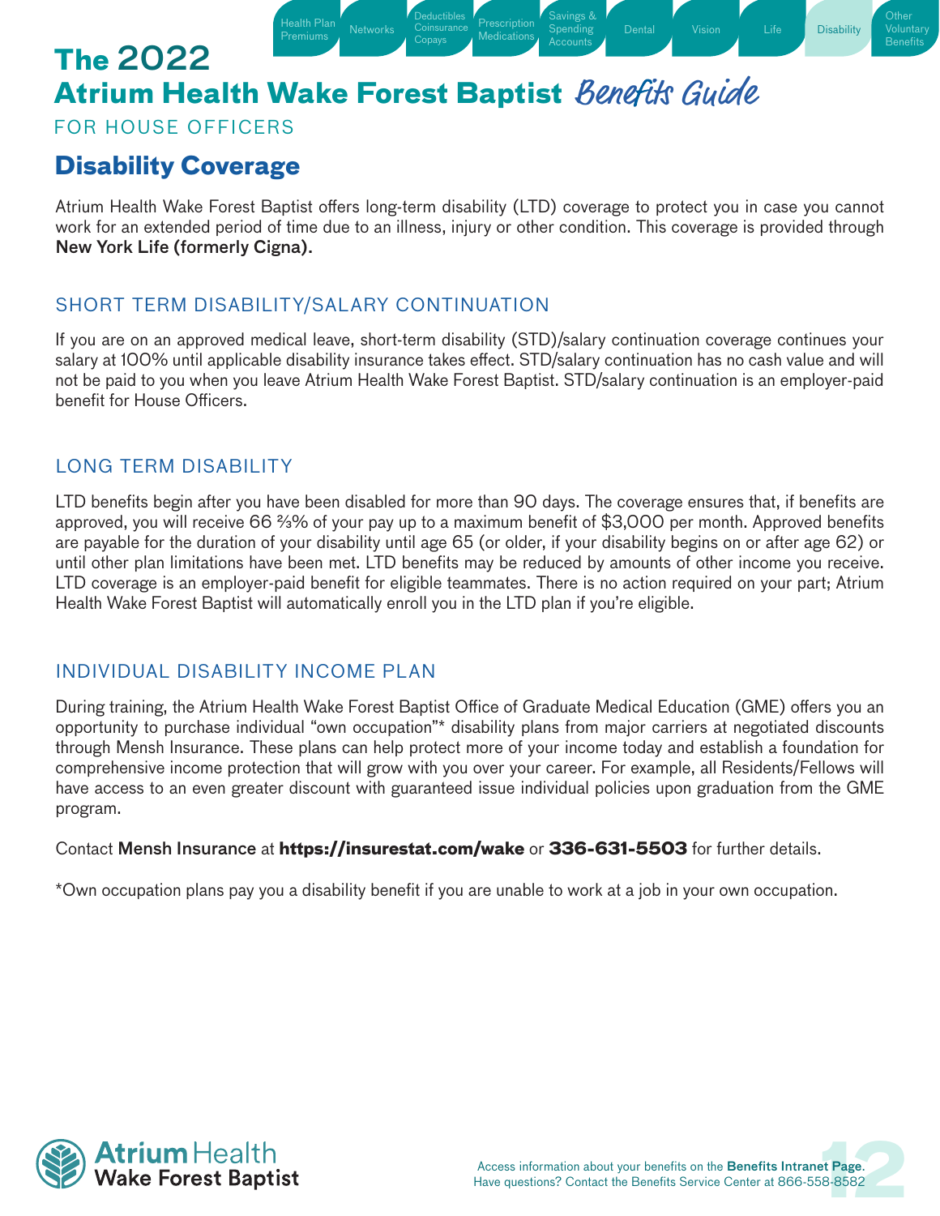# Disability Coverage

Atrium Health Wake Forest Baptist offers long-term disability (LTD) coverage to protect you in case you cannot work for an extended period of time due to an illness, injury or other condition. This coverage is provided through New York Life (formerly Cigna).

## SHORT TERM DISABILITY/SALARY CONTINUATION

If you are on an approved medical leave, short-term disability (STD)/salary continuation coverage continues your salary at 100% until applicable disability insurance takes effect. STD/salary continuation has no cash value and will not be paid to you when you leave Atrium Health Wake Forest Baptist. STD/salary continuation is an employer-paid benefit for House Officers.

## LONG TERM DISABILITY

LTD benefits begin after you have been disabled for more than 90 days. The coverage ensures that, if benefits are approved, you will receive 66 ⅔% of your pay up to a maximum benefit of $3,000 per month. Approved benefits are payable for the duration of your disability until age 65 (or older, if your disability begins on or after age 62) or until other plan limitations have been met. LTD benefits may be reduced by amounts of other income you receive. LTD coverage is an employer-paid benefit for eligible teammates. There is no action required on your part; Atrium Health Wake Forest Baptist will automatically enroll you in the LTD plan if you're eligible.

## INDIVIDUAL DISABILITY INCOME PLAN

During training, the Atrium Health Wake Forest Baptist Office of Graduate Medical Education (GME) offers you an opportunity to purchase individual "own occupation"* disability plans from major carriers at negotiated discounts through Mensh Insurance. These plans can help protect more of your income today and establish a foundation for comprehensive income protection that will grow with you over your career. For example, all Residents/Fellows will have access to an even greater discount with guaranteed issue individual policies upon graduation from the GME program.

Contact Mensh Insurance at **https://insurestat.com/wake** or **336-631-5503** for further details.

*Own occupation plans pay you a disability benefit if you are unable to work at a job in your own occupation.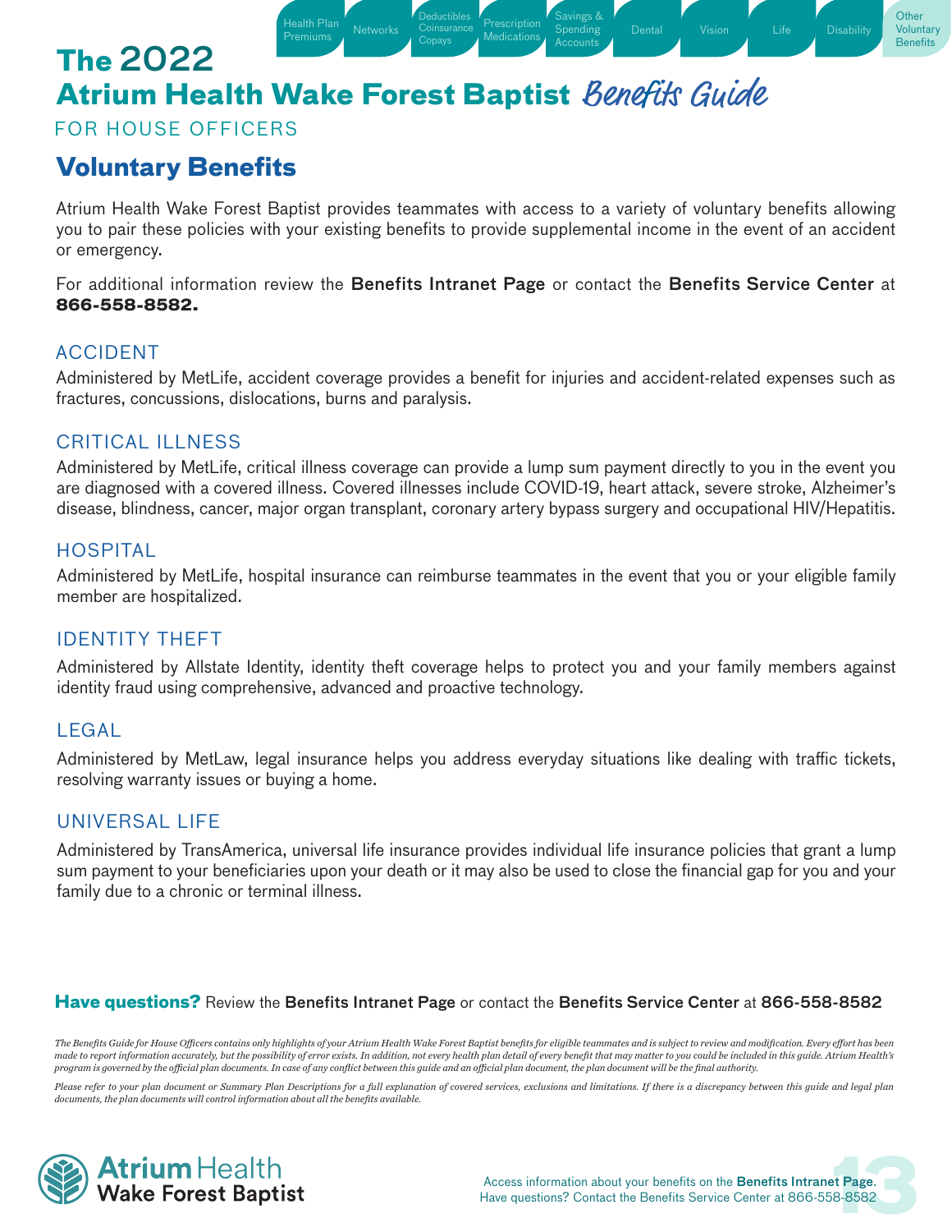# The 2022 Atrium Health Wake Forest Baptist Benefits Guide

FOR HOUSE OFFICERS

## Voluntary Benefits

Atrium Health Wake Forest Baptist provides teammates with access to a variety of voluntary benefits allowing you to pair these policies with your existing benefits to provide supplemental income in the event of an accident or emergency.

For additional information review the **Benefits Intranet Page** or contact the **Benefits Service Center** at **866-558-8582.**

### ACCIDENT

Administered by MetLife, accident coverage provides a benefit for injuries and accident-related expenses such as fractures, concussions, dislocations, burns and paralysis.

### CRITICAL ILLNESS

Administered by MetLife, critical illness coverage can provide a lump sum payment directly to you in the event you are diagnosed with a covered illness. Covered illnesses include COVID-19, heart attack, severe stroke, Alzheimer's disease, blindness, cancer, major organ transplant, coronary artery bypass surgery and occupational HIV/Hepatitis.

### HOSPITAL

Administered by MetLife, hospital insurance can reimburse teammates in the event that you or your eligible family member are hospitalized.

### IDENTITY THEFT

Administered by Allstate Identity, identity theft coverage helps to protect you and your family members against identity fraud using comprehensive, advanced and proactive technology.

### LEGAL

Administered by MetLaw, legal insurance helps you address everyday situations like dealing with traffic tickets, resolving warranty issues or buying a home.

### UNIVERSAL LIFE

Administered by TransAmerica, universal life insurance provides individual life insurance policies that grant a lump sum payment to your beneficiaries upon your death or it may also be used to close the financial gap for you and your family due to a chronic or terminal illness.

**Have questions?** Review the **Benefits Intranet Page** or contact the **Benefits Service Center** at **866-558-8582**

*The Benefits Guide for House Officers contains only highlights of your Atrium Health Wake Forest Baptist benefits for eligible teammates and is subject to review and modification. Every effort has been made to report information accurately, but the possibility of error exists. In addition, not every health plan detail of every benefit that may matter to you could be included in this guide. Atrium Health's program is governed by the official plan documents. In case of any conflict between this guide and an official plan document, the plan document will be the final authority.*

*Please refer to your plan document or Summary Plan Descriptions for a full explanation of covered services, exclusions and limitations. If there is a discrepancy between this guide and legal plan documents, the plan documents will control information about all the benefits available.*